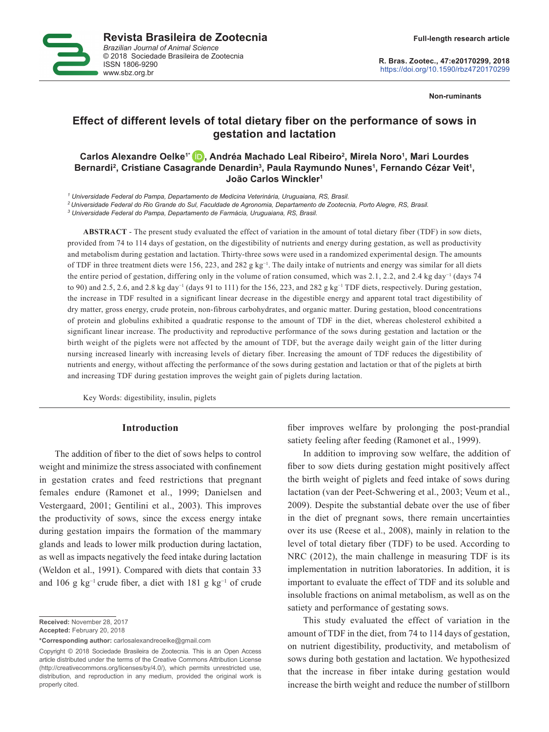Revista Brasileira de Zootecnia
*Brazilian Journal of Animal Science*
© 2018 Sociedade Brasileira de Zootecnia
ISSN 1806-9290
www.sbz.org.br

Full-length research article

R. Bras. Zootec., 47:e20170299, 2018
https://doi.org/10.1590/rbz4720170299

**Non-ruminants**

# Effect of different levels of total dietary fiber on the performance of sows in gestation and lactation

**Carlos Alexandre Oelke[1*], Andréa Machado Leal Ribeiro[2], Mirela Noro[1], Mari Lourdes Bernardi[2], Cristiane Casagrande Denardin[3], Paula Raymundo Nunes[1], Fernando Cézar Veit[1], João Carlos Winckler[1]**

[1] *Universidade Federal do Pampa, Departamento de Medicina Veterinária, Uruguaiana, RS, Brasil.*
[2] *Universidade Federal do Rio Grande do Sul, Faculdade de Agronomia, Departamento de Zootecnia, Porto Alegre, RS, Brasil.*
[3] *Universidade Federal do Pampa, Departamento de Farmácia, Uruguaiana, RS, Brasil.*

**ABSTRACT** - The present study evaluated the effect of variation in the amount of total dietary fiber (TDF) in sow diets, provided from 74 to 114 days of gestation, on the digestibility of nutrients and energy during gestation, as well as productivity and metabolism during gestation and lactation. Thirty-three sows were used in a randomized experimental design. The amounts of TDF in three treatment diets were 156, 223, and 282 g kg$^{-1}$. The daily intake of nutrients and energy was similar for all diets the entire period of gestation, differing only in the volume of ration consumed, which was 2.1, 2.2, and 2.4 kg day$^{-1}$ (days 74 to 90) and 2.5, 2.6, and 2.8 kg day$^{-1}$ (days 91 to 111) for the 156, 223, and 282 g kg$^{-1}$ TDF diets, respectively. During gestation, the increase in TDF resulted in a significant linear decrease in the digestible energy and apparent total tract digestibility of dry matter, gross energy, crude protein, non-fibrous carbohydrates, and organic matter. During gestation, blood concentrations of protein and globulins exhibited a quadratic response to the amount of TDF in the diet, whereas cholesterol exhibited a significant linear increase. The productivity and reproductive performance of the sows during gestation and lactation or the birth weight of the piglets were not affected by the amount of TDF, but the average daily weight gain of the litter during nursing increased linearly with increasing levels of dietary fiber. Increasing the amount of TDF reduces the digestibility of nutrients and energy, without affecting the performance of the sows during gestation and lactation or that of the piglets at birth and increasing TDF during gestation improves the weight gain of piglets during lactation.

Key Words: digestibility, insulin, piglets

## Introduction

The addition of fiber to the diet of sows helps to control weight and minimize the stress associated with confinement in gestation crates and feed restrictions that pregnant females endure (Ramonet et al., 1999; Danielsen and Vestergaard, 2001; Gentilini et al., 2003). This improves the productivity of sows, since the excess energy intake during gestation impairs the formation of the mammary glands and leads to lower milk production during lactation, as well as impacts negatively the feed intake during lactation (Weldon et al., 1991). Compared with diets that contain 33 and 106 g kg$^{-1}$ crude fiber, a diet with 181 g kg$^{-1}$ of crude fiber improves welfare by prolonging the post-prandial satiety feeling after feeding (Ramonet et al., 1999).

In addition to improving sow welfare, the addition of fiber to sow diets during gestation might positively affect the birth weight of piglets and feed intake of sows during lactation (van der Peet-Schwering et al., 2003; Veum et al., 2009). Despite the substantial debate over the use of fiber in the diet of pregnant sows, there remain uncertainties over its use (Reese et al., 2008), mainly in relation to the level of total dietary fiber (TDF) to be used. According to NRC (2012), the main challenge in measuring TDF is its implementation in nutrition laboratories. In addition, it is important to evaluate the effect of TDF and its soluble and insoluble fractions on animal metabolism, as well as on the satiety and performance of gestating sows.

This study evaluated the effect of variation in the amount of TDF in the diet, from 74 to 114 days of gestation, on nutrient digestibility, productivity, and metabolism of sows during both gestation and lactation. We hypothesized that the increase in fiber intake during gestation would increase the birth weight and reduce the number of stillborn

**Received:** November 28, 2017
**Accepted:** February 20, 2018
**\*Corresponding author:** carlosalexandreoelke@gmail.com

Copyright © 2018 Sociedade Brasileira de Zootecnia. This is an Open Access article distributed under the terms of the Creative Commons Attribution License (http://creativecommons.org/licenses/by/4.0/), which permits unrestricted use, distribution, and reproduction in any medium, provided the original work is properly cited.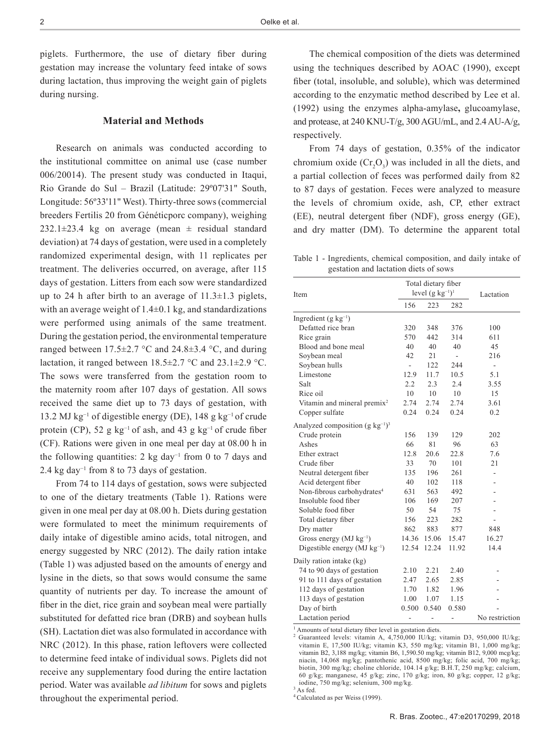piglets. Furthermore, the use of dietary fiber during gestation may increase the voluntary feed intake of sows during lactation, thus improving the weight gain of piglets during nursing.

## Material and Methods

Research on animals was conducted according to the institutional committee on animal use (case number 006/20014). The present study was conducted in Itaqui, Rio Grande do Sul – Brazil (Latitude: 29º07'31" South, Longitude: 56º33'11" West). Thirty-three sows (commercial breeders Fertilis 20 from Généticporc company), weighing 232.1±23.4 kg on average (mean ± residual standard deviation) at 74 days of gestation, were used in a completely randomized experimental design, with 11 replicates per treatment. The deliveries occurred, on average, after 115 days of gestation. Litters from each sow were standardized up to 24 h after birth to an average of 11.3±1.3 piglets, with an average weight of 1.4±0.1 kg, and standardizations were performed using animals of the same treatment. During the gestation period, the environmental temperature ranged between 17.5±2.7 °C and 24.8±3.4 °C, and during lactation, it ranged between 18.5±2.7 °C and 23.1±2.9 °C. The sows were transferred from the gestation room to the maternity room after 107 days of gestation. All sows received the same diet up to 73 days of gestation, with 13.2 MJ $kg^{-1}$ of digestible energy (DE), 148 g $kg^{-1}$ of crude protein (CP), 52 g $kg^{-1}$ of ash, and 43 g $kg^{-1}$ of crude fiber (CF). Rations were given in one meal per day at 08.00 h in the following quantities: 2 kg $day^{-1}$ from 0 to 7 days and 2.4 kg $day^{-1}$ from 8 to 73 days of gestation.

From 74 to 114 days of gestation, sows were subjected to one of the dietary treatments (Table 1). Rations were given in one meal per day at 08.00 h. Diets during gestation were formulated to meet the minimum requirements of daily intake of digestible amino acids, total nitrogen, and energy suggested by NRC (2012). The daily ration intake (Table 1) was adjusted based on the amounts of energy and lysine in the diets, so that sows would consume the same quantity of nutrients per day. To increase the amount of fiber in the diet, rice grain and soybean meal were partially substituted for defatted rice bran (DRB) and soybean hulls (SH). Lactation diet was also formulated in accordance with NRC (2012). In this phase, ration leftovers were collected to determine feed intake of individual sows. Piglets did not receive any supplementary food during the entire lactation period. Water was available *ad libitum* for sows and piglets throughout the experimental period.

The chemical composition of the diets was determined using the techniques described by AOAC (1990), except fiber (total, insoluble, and soluble), which was determined according to the enzymatic method described by Lee et al. (1992) using the enzymes alpha-amylase**,** glucoamylase, and protease, at 240 KNU-T/g, 300 AGU/mL, and 2.4 AU-A/g, respectively.

From 74 days of gestation, 0.35% of the indicator chromium oxide ($Cr_2O_3$) was included in all the diets, and a partial collection of feces was performed daily from 82 to 87 days of gestation. Feces were analyzed to measure the levels of chromium oxide, ash, CP, ether extract (EE), neutral detergent fiber (NDF), gross energy (GE), and dry matter (DM). To determine the apparent total

Table 1 - Ingredients, chemical composition, and daily intake of gestation and lactation diets of sows

| Item | Total dietary fiber level (g $kg^{-1}$)[1] | | | Lactation |
|---|---|---|---|---|
| | 156 | 223 | 282 | |
| Ingredient (g $kg^{-1}$) | | | | |
| Defatted rice bran | 320 | 348 | 376 | 100 |
| Rice grain | 570 | 442 | 314 | 611 |
| Blood and bone meal | 40 | 40 | 40 | 45 |
| Soybean meal | 42 | 21 | - | 216 |
| Soybean hulls | - | 122 | 244 | - |
| Limestone | 12.9 | 11.7 | 10.5 | 5.1 |
| Salt | 2.2 | 2.3 | 2.4 | 3.55 |
| Rice oil | 10 | 10 | 10 | 15 |
| Vitamin and mineral premix[2] | 2.74 | 2.74 | 2.74 | 3.61 |
| Copper sulfate | 0.24 | 0.24 | 0.24 | 0.2 |
| Analyzed composition (g $kg^{-1}$)[3] | | | | |
| Crude protein | 156 | 139 | 129 | 202 |
| Ashes | 66 | 81 | 96 | 63 |
| Ether extract | 12.8 | 20.6 | 22.8 | 7.6 |
| Crude fiber | 33 | 70 | 101 | 21 |
| Neutral detergent fiber | 135 | 196 | 261 | - |
| Acid detergent fiber | 40 | 102 | 118 | - |
| Non-fibrous carbohydrates[4] | 631 | 563 | 492 | - |
| Insoluble food fiber | 106 | 169 | 207 | - |
| Soluble food fiber | 50 | 54 | 75 | - |
| Total dietary fiber | 156 | 223 | 282 | - |
| Dry matter | 862 | 883 | 877 | 848 |
| Gross energy (MJ $kg^{-1}$) | 14.36 | 15.06 | 15.47 | 16.27 |
| Digestible energy (MJ $kg^{-1}$) | 12.54 | 12.24 | 11.92 | 14.4 |
| Daily ration intake (kg) | | | | |
| 74 to 90 days of gestation | 2.10 | 2.21 | 2.40 | - |
| 91 to 111 days of gestation | 2.47 | 2.65 | 2.85 | - |
| 112 days of gestation | 1.70 | 1.82 | 1.96 | - |
| 113 days of gestation | 1.00 | 1.07 | 1.15 | - |
| Day of birth | 0.500 | 0.540 | 0.580 | - |
| Lactation period | - | - | - | No restriction |

[1] Amounts of total dietary fiber level in gestation diets.
[2] Guaranteed levels: vitamin A, 4,750,000 IU/kg; vitamin D3, 950,000 IU/kg; vitamin E, 17,500 IU/kg; vitamin K3, 550 mg/kg; vitamin B1, 1,000 mg/kg; vitamin B2, 3,188 mg/kg; vitamin B6, 1,590.50 mg/kg; vitamin B12, 9,000 mcg/kg; niacin, 14,068 mg/kg; pantothenic acid, 8500 mg/kg; folic acid, 700 mg/kg; biotin, 300 mg/kg; choline chloride, 104.14 g/kg; B.H.T, 250 mg/kg; calcium, 60 g/kg; manganese, 45 g/kg; zinc, 170 g/kg; iron, 80 g/kg; copper, 12 g/kg; iodine, 750 mg/kg; selenium, 300 mg/kg.
[3] As fed.
[4] Calculated as per Weiss (1999).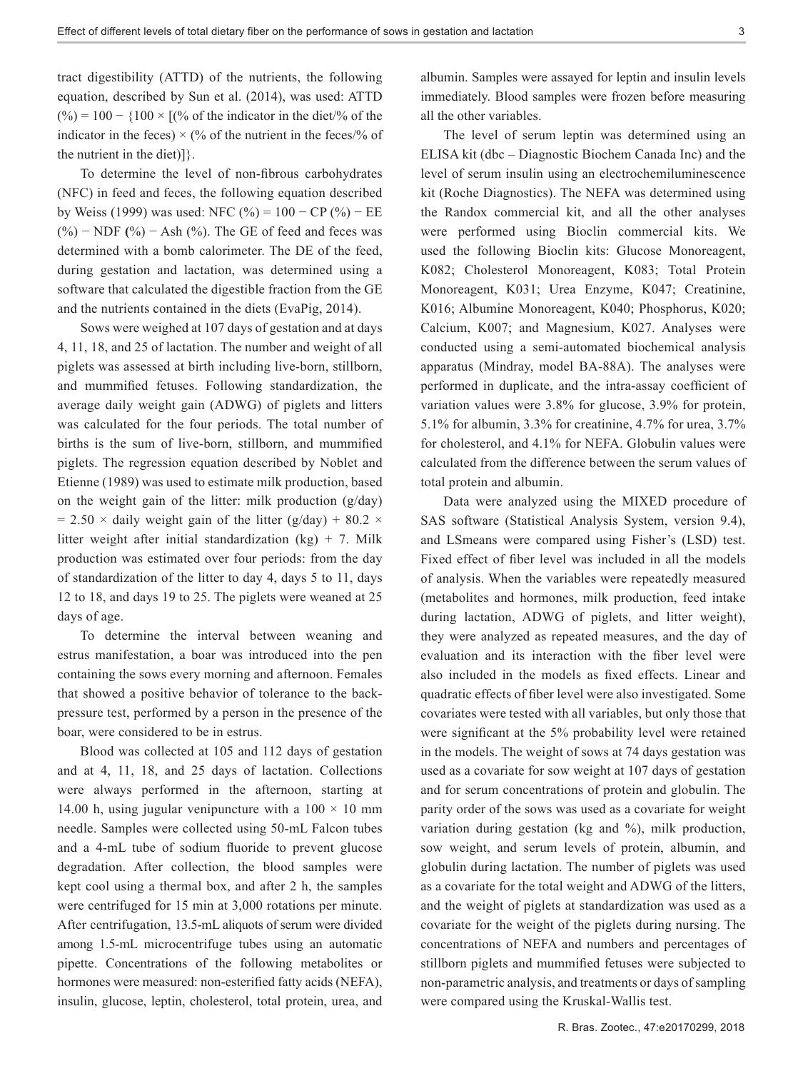tract digestibility (ATTD) of the nutrients, the following equation, described by Sun et al. (2014), was used: ATTD (%) = 100 − {100 × [(% of the indicator in the diet/% of the indicator in the feces) × (% of the nutrient in the feces/% of the nutrient in the diet)]}.

To determine the level of non-fibrous carbohydrates (NFC) in feed and feces, the following equation described by Weiss (1999) was used: NFC (%) = 100 − CP (%) − EE (%) − NDF (%) − Ash (%). The GE of feed and feces was determined with a bomb calorimeter. The DE of the feed, during gestation and lactation, was determined using a software that calculated the digestible fraction from the GE and the nutrients contained in the diets (EvaPig, 2014).

Sows were weighed at 107 days of gestation and at days 4, 11, 18, and 25 of lactation. The number and weight of all piglets was assessed at birth including live-born, stillborn, and mummified fetuses. Following standardization, the average daily weight gain (ADWG) of piglets and litters was calculated for the four periods. The total number of births is the sum of live-born, stillborn, and mummified piglets. The regression equation described by Noblet and Etienne (1989) was used to estimate milk production, based on the weight gain of the litter: milk production (g/day) = 2.50 × daily weight gain of the litter (g/day) + 80.2 × litter weight after initial standardization (kg) + 7. Milk production was estimated over four periods: from the day of standardization of the litter to day 4, days 5 to 11, days 12 to 18, and days 19 to 25. The piglets were weaned at 25 days of age.

To determine the interval between weaning and estrus manifestation, a boar was introduced into the pen containing the sows every morning and afternoon. Females that showed a positive behavior of tolerance to the back-pressure test, performed by a person in the presence of the boar, were considered to be in estrus.

Blood was collected at 105 and 112 days of gestation and at 4, 11, 18, and 25 days of lactation. Collections were always performed in the afternoon, starting at 14.00 h, using jugular venipuncture with a 100 × 10 mm needle. Samples were collected using 50-mL Falcon tubes and a 4-mL tube of sodium fluoride to prevent glucose degradation. After collection, the blood samples were kept cool using a thermal box, and after 2 h, the samples were centrifuged for 15 min at 3,000 rotations per minute. After centrifugation, 13.5-mL aliquots of serum were divided among 1.5-mL microcentrifuge tubes using an automatic pipette. Concentrations of the following metabolites or hormones were measured: non-esterified fatty acids (NEFA), insulin, glucose, leptin, cholesterol, total protein, urea, and albumin. Samples were assayed for leptin and insulin levels immediately. Blood samples were frozen before measuring all the other variables.

The level of serum leptin was determined using an ELISA kit (dbc – Diagnostic Biochem Canada Inc) and the level of serum insulin using an electrochemiluminescence kit (Roche Diagnostics). The NEFA was determined using the Randox commercial kit, and all the other analyses were performed using Bioclin commercial kits. We used the following Bioclin kits: Glucose Monoreagent, K082; Cholesterol Monoreagent, K083; Total Protein Monoreagent, K031; Urea Enzyme, K047; Creatinine, K016; Albumine Monoreagent, K040; Phosphorus, K020; Calcium, K007; and Magnesium, K027. Analyses were conducted using a semi-automated biochemical analysis apparatus (Mindray, model BA-88A). The analyses were performed in duplicate, and the intra-assay coefficient of variation values were 3.8% for glucose, 3.9% for protein, 5.1% for albumin, 3.3% for creatinine, 4.7% for urea, 3.7% for cholesterol, and 4.1% for NEFA. Globulin values were calculated from the difference between the serum values of total protein and albumin.

Data were analyzed using the MIXED procedure of SAS software (Statistical Analysis System, version 9.4), and LSmeans were compared using Fisher's (LSD) test. Fixed effect of fiber level was included in all the models of analysis. When the variables were repeatedly measured (metabolites and hormones, milk production, feed intake during lactation, ADWG of piglets, and litter weight), they were analyzed as repeated measures, and the day of evaluation and its interaction with the fiber level were also included in the models as fixed effects. Linear and quadratic effects of fiber level were also investigated. Some covariates were tested with all variables, but only those that were significant at the 5% probability level were retained in the models. The weight of sows at 74 days gestation was used as a covariate for sow weight at 107 days of gestation and for serum concentrations of protein and globulin. The parity order of the sows was used as a covariate for weight variation during gestation (kg and %), milk production, sow weight, and serum levels of protein, albumin, and globulin during lactation. The number of piglets was used as a covariate for the total weight and ADWG of the litters, and the weight of piglets at standardization was used as a covariate for the weight of the piglets during nursing. The concentrations of NEFA and numbers and percentages of stillborn piglets and mummified fetuses were subjected to non-parametric analysis, and treatments or days of sampling were compared using the Kruskal-Wallis test.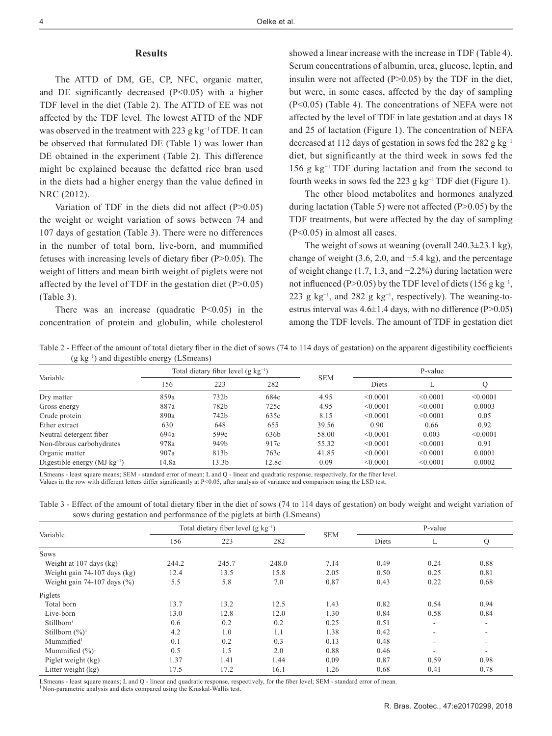## Results

The ATTD of DM, GE, CP, NFC, organic matter, and DE significantly decreased ($P<0.05$) with a higher TDF level in the diet (Table 2). The ATTD of EE was not affected by the TDF level. The lowest ATTD of the NDF was observed in the treatment with 223 g $kg^{-1}$ of TDF. It can be observed that formulated DE (Table 1) was lower than DE obtained in the experiment (Table 2). This difference might be explained because the defatted rice bran used in the diets had a higher energy than the value defined in NRC (2012).

Variation of TDF in the diets did not affect ($P>0.05$) the weight or weight variation of sows between 74 and 107 days of gestation (Table 3). There were no differences in the number of total born, live-born, and mummified fetuses with increasing levels of dietary fiber ($P>0.05$). The weight of litters and mean birth weight of piglets were not affected by the level of TDF in the gestation diet ($P>0.05$) (Table 3).

There was an increase (quadratic $P<0.05$) in the concentration of protein and globulin, while cholesterol showed a linear increase with the increase in TDF (Table 4). Serum concentrations of albumin, urea, glucose, leptin, and insulin were not affected ($P>0.05$) by the TDF in the diet, but were, in some cases, affected by the day of sampling ($P<0.05$) (Table 4). The concentrations of NEFA were not affected by the level of TDF in late gestation and at days 18 and 25 of lactation (Figure 1). The concentration of NEFA decreased at 112 days of gestation in sows fed the 282 g $kg^{-1}$ diet, but significantly at the third week in sows fed the 156 g $kg^{-1}$ TDF during lactation and from the second to fourth weeks in sows fed the 223 g $kg^{-1}$ TDF diet (Figure 1).

The other blood metabolites and hormones analyzed during lactation (Table 5) were not affected ($P>0.05$) by the TDF treatments, but were affected by the day of sampling ($P<0.05$) in almost all cases.

The weight of sows at weaning (overall 240.3±23.1 kg), change of weight (3.6, 2.0, and −5.4 kg), and the percentage of weight change (1.7, 1.3, and −2.2%) during lactation were not influenced ($P>0.05$) by the TDF level of diets (156 g $kg^{-1}$, 223 g $kg^{-1}$, and 282 g $kg^{-1}$, respectively). The weaning-to-estrus interval was 4.6±1.4 days, with no difference ($P>0.05$) among the TDF levels. The amount of TDF in gestation diet

Table 2 - Effect of the amount of total dietary fiber in the diet of sows (74 to 114 days of gestation) on the apparent digestibility coefficients (g $kg^{-1}$) and digestible energy (LSmeans)

| Variable | Total dietary fiber level (g $kg^{-1}$) | | | SEM | P-value | | |
|---|---|---|---|---|---|---|---|
| | 156 | 223 | 282 | | Diets | L | Q |
| Dry matter | 859a | 732b | 684c | 4.95 | <0.0001 | <0.0001 | <0.0001 |
| Gross energy | 887a | 782b | 725c | 4.95 | <0.0001 | <0.0001 | 0.0003 |
| Crude protein | 890a | 742b | 635c | 8.15 | <0.0001 | <0.0001 | 0.05 |
| Ether extract | 630 | 648 | 655 | 39.56 | 0.90 | 0.66 | 0.92 |
| Neutral detergent fiber | 694a | 599c | 636b | 58.00 | <0.0001 | 0.003 | <0.0001 |
| Non-fibrous carbohydrates | 978a | 949b | 917c | 55.32 | <0.0001 | <0.0001 | 0.91 |
| Organic matter | 907a | 813b | 763c | 41.85 | <0.0001 | <0.0001 | 0.0001 |
| Digestible energy (MJ $kg^{-1}$) | 14.8a | 13.3b | 12.8c | 0.09 | <0.0001 | <0.0001 | 0.0002 |

LSmeans - least square means; SEM - standard error of mean; L and Q - linear and quadratic response, respectively, for the fiber level.
Values in the row with different letters differ significantly at $P<0.05$, after analysis of variance and comparison using the LSD test.

Table 3 - Effect of the amount of total dietary fiber in the diet of sows (74 to 114 days of gestation) on body weight and weight variation of sows during gestation and performance of the piglets at birth (LSmeans)

| Variable | Total dietary fiber level (g $kg^{-1}$) | | | SEM | P-value | | |
|---|---|---|---|---|---|---|---|
| | 156 | 223 | 282 | | Diets | L | Q |
| Sows | | | | | | | |
| Weight at 107 days (kg) | 244.2 | 245.7 | 248.0 | 7.14 | 0.49 | 0.24 | 0.88 |
| Weight gain 74-107 days (kg) | 12.4 | 13.5 | 15.8 | 2.05 | 0.50 | 0.25 | 0.81 |
| Weight gain 74-107 days (%) | 5.5 | 5.8 | 7.0 | 0.87 | 0.43 | 0.22 | 0.68 |
| Piglets | | | | | | | |
| Total born | 13.7 | 13.2 | 12.5 | 1.43 | 0.82 | 0.54 | 0.94 |
| Live-born | 13.0 | 12.8 | 12.0 | 1.30 | 0.84 | 0.58 | 0.84 |
| Stillborn[1] | 0.6 | 0.2 | 0.2 | 0.25 | 0.51 | - | - |
| Stillborn (%)[1] | 4.2 | 1.0 | 1.1 | 1.38 | 0.42 | - | - |
| Mummified[1] | 0.1 | 0.2 | 0.3 | 0.13 | 0.48 | - | - |
| Mummified (%)[1] | 0.5 | 1.5 | 2.0 | 0.88 | 0.46 | - | - |
| Piglet weight (kg) | 1.37 | 1.41 | 1.44 | 0.09 | 0.87 | 0.59 | 0.98 |
| Litter weight (kg) | 17.5 | 17.2 | 16.1 | 1.26 | 0.68 | 0.41 | 0.78 |

LSmeans - least square means; L and Q - linear and quadratic response, respectively, for the fiber level; SEM - standard error of mean.
[1] Non-parametric analysis and diets compared using the Kruskal-Wallis test.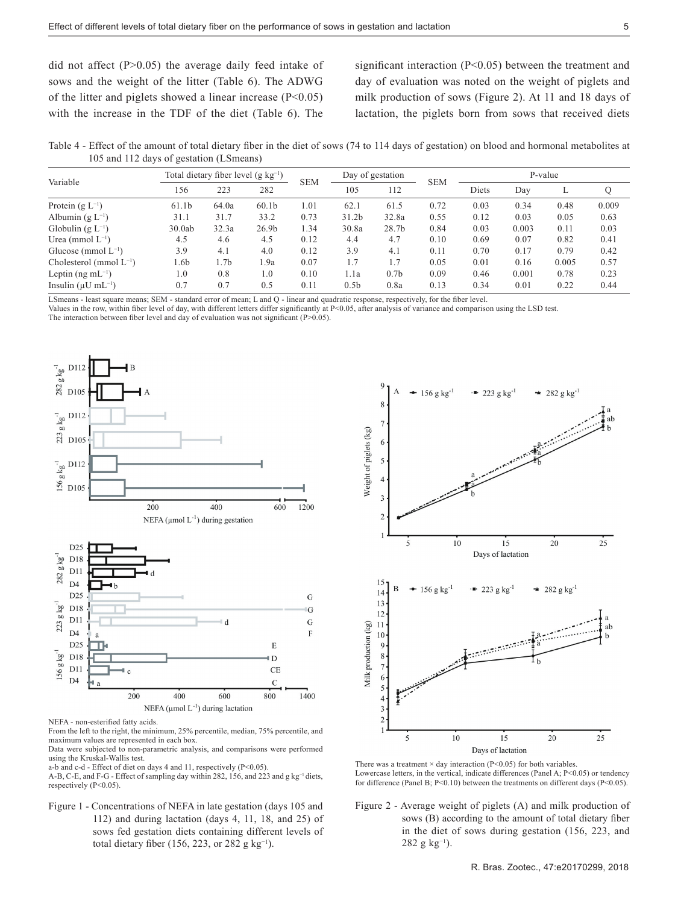did not affect (P>0.05) the average daily feed intake of sows and the weight of the litter (Table 6). The ADWG of the litter and piglets showed a linear increase (P<0.05) with the increase in the TDF of the diet (Table 6). The significant interaction (P<0.05) between the treatment and day of evaluation was noted on the weight of piglets and milk production of sows (Figure 2). At 11 and 18 days of lactation, the piglets born from sows that received diets

Table 4 - Effect of the amount of total dietary fiber in the diet of sows (74 to 114 days of gestation) on blood and hormonal metabolites at 105 and 112 days of gestation (LSmeans)

| Variable | Total dietary fiber level (g $kg^{-1}$) | | | SEM | Day of gestation | | SEM | P-value | | | |
|---|---|---|---|---|---|---|---|---|---|---|---|
| | 156 | 223 | 282 | | 105 | 112 | | Diets | Day | L | Q |
| Protein (g $L^{-1}$) | 61.1b | 64.0a | 60.1b | 1.01 | 62.1 | 61.5 | 0.72 | 0.03 | 0.34 | 0.48 | 0.009 |
| Albumin (g $L^{-1}$) | 31.1 | 31.7 | 33.2 | 0.73 | 31.2b | 32.8a | 0.55 | 0.12 | 0.03 | 0.05 | 0.63 |
| Globulin (g $L^{-1}$) | 30.0ab | 32.3a | 26.9b | 1.34 | 30.8a | 28.7b | 0.84 | 0.03 | 0.003 | 0.11 | 0.03 |
| Urea (mmol $L^{-1}$) | 4.5 | 4.6 | 4.5 | 0.12 | 4.4 | 4.7 | 0.10 | 0.69 | 0.07 | 0.82 | 0.41 |
| Glucose (mmol $L^{-1}$) | 3.9 | 4.1 | 4.0 | 0.12 | 3.9 | 4.1 | 0.11 | 0.70 | 0.17 | 0.79 | 0.42 |
| Cholesterol (mmol $L^{-1}$) | 1.6b | 1.7b | 1.9a | 0.07 | 1.7 | 1.7 | 0.05 | 0.01 | 0.16 | 0.005 | 0.57 |
| Leptin (ng $mL^{-1}$) | 1.0 | 0.8 | 1.0 | 0.10 | 1.1a | 0.7b | 0.09 | 0.46 | 0.001 | 0.78 | 0.23 |
| Insulin (μU $mL^{-1}$) | 0.7 | 0.7 | 0.5 | 0.11 | 0.5b | 0.8a | 0.13 | 0.34 | 0.01 | 0.22 | 0.44 |

LSmeans - least square means; SEM - standard error of mean; L and Q - linear and quadratic response, respectively, for the fiber level.
Values in the row, within fiber level of day, with different letters differ significantly at P<0.05, after analysis of variance and comparison using the LSD test.
The interaction between fiber level and day of evaluation was not significant (P>0.05).

NEFA - non-esterified fatty acids.
From the left to the right, the minimum, 25% percentile, median, 75% percentile, and maximum values are represented in each box.
Data were subjected to non-parametric analysis, and comparisons were performed using the Kruskal-Wallis test.
a-b and c-d - Effect of diet on days 4 and 11, respectively (P<0.05).
A-B, C-E, and F-G - Effect of sampling day within 282, 156, and 223 and g $kg^{-1}$ diets, respectively (P<0.05).

Figure 1 - Concentrations of NEFA in late gestation (days 105 and 112) and during lactation (days 4, 11, 18, and 25) of sows fed gestation diets containing different levels of total dietary fiber (156, 223, or 282 g $kg^{-1}$).

There was a treatment × day interaction (P<0.05) for both variables.
Lowercase letters, in the vertical, indicate differences (Panel A; P<0.05) or tendency for difference (Panel B; P<0.10) between the treatments on different days (P<0.05).

Figure 2 - Average weight of piglets (A) and milk production of sows (B) according to the amount of total dietary fiber in the diet of sows during gestation (156, 223, and 282 g $kg^{-1}$).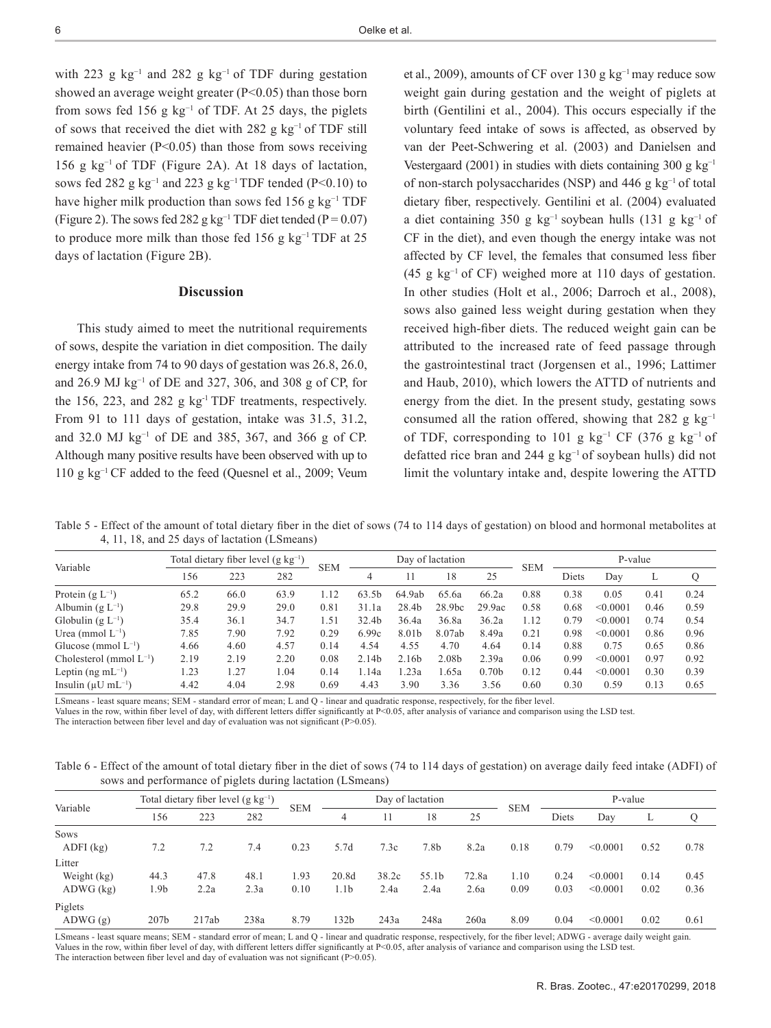with 223 g kg$^{-1}$ and 282 g kg$^{-1}$ of TDF during gestation showed an average weight greater ($P<0.05$) than those born from sows fed 156 g kg$^{-1}$ of TDF. At 25 days, the piglets of sows that received the diet with 282 g kg$^{-1}$ of TDF still remained heavier ($P<0.05$) than those from sows receiving 156 g kg$^{-1}$ of TDF (Figure 2A). At 18 days of lactation, sows fed 282 g kg$^{-1}$ and 223 g kg$^{-1}$ TDF tended ($P<0.10$) to have higher milk production than sows fed 156 g kg$^{-1}$ TDF (Figure 2). The sows fed 282 g kg$^{-1}$ TDF diet tended ($P = 0.07$) to produce more milk than those fed 156 g kg$^{-1}$ TDF at 25 days of lactation (Figure 2B).

## Discussion

This study aimed to meet the nutritional requirements of sows, despite the variation in diet composition. The daily energy intake from 74 to 90 days of gestation was 26.8, 26.0, and 26.9 MJ kg$^{-1}$ of DE and 327, 306, and 308 g of CP, for the 156, 223, and 282 g kg$^{-1}$ TDF treatments, respectively. From 91 to 111 days of gestation, intake was 31.5, 31.2, and 32.0 MJ kg$^{-1}$ of DE and 385, 367, and 366 g of CP. Although many positive results have been observed with up to 110 g kg$^{-1}$ CF added to the feed (Quesnel et al., 2009; Veum et al., 2009), amounts of CF over 130 g kg$^{-1}$ may reduce sow weight gain during gestation and the weight of piglets at birth (Gentilini et al., 2004). This occurs especially if the voluntary feed intake of sows is affected, as observed by van der Peet-Schwering et al. (2003) and Danielsen and Vestergaard (2001) in studies with diets containing 300 g kg$^{-1}$ of non-starch polysaccharides (NSP) and 446 g kg$^{-1}$ of total dietary fiber, respectively. Gentilini et al. (2004) evaluated a diet containing 350 g kg$^{-1}$ soybean hulls (131 g kg$^{-1}$ of CF in the diet), and even though the energy intake was not affected by CF level, the females that consumed less fiber (45 g kg$^{-1}$ of CF) weighed more at 110 days of gestation. In other studies (Holt et al., 2006; Darroch et al., 2008), sows also gained less weight during gestation when they received high-fiber diets. The reduced weight gain can be attributed to the increased rate of feed passage through the gastrointestinal tract (Jorgensen et al., 1996; Lattimer and Haub, 2010), which lowers the ATTD of nutrients and energy from the diet. In the present study, gestating sows consumed all the ration offered, showing that 282 g kg$^{-1}$ of TDF, corresponding to 101 g kg$^{-1}$ CF (376 g kg$^{-1}$ of defatted rice bran and 244 g kg$^{-1}$ of soybean hulls) did not limit the voluntary intake and, despite lowering the ATTD

Table 5 - Effect of the amount of total dietary fiber in the diet of sows (74 to 114 days of gestation) on blood and hormonal metabolites at 4, 11, 18, and 25 days of lactation (LSmeans)

| Variable | Total dietary fiber level (g kg$^{-1}$) | | | SEM | Day of lactation | | | | SEM | P-value | | | |
|---|---|---|---|---|---|---|---|---|---|---|---|---|---|
| | 156 | 223 | 282 | | 4 | 11 | 18 | 25 | | Diets | Day | L | Q |
| Protein (g L$^{-1}$) | 65.2 | 66.0 | 63.9 | 1.12 | 63.5b | 64.9ab | 65.6a | 66.2a | 0.88 | 0.38 | 0.05 | 0.41 | 0.24 |
| Albumin (g L$^{-1}$) | 29.8 | 29.9 | 29.0 | 0.81 | 31.1a | 28.4b | 28.9bc | 29.9ac | 0.58 | 0.68 | <0.0001 | 0.46 | 0.59 |
| Globulin (g L$^{-1}$) | 35.4 | 36.1 | 34.7 | 1.51 | 32.4b | 36.4a | 36.8a | 36.2a | 1.12 | 0.79 | <0.0001 | 0.74 | 0.54 |
| Urea (mmol L$^{-1}$) | 7.85 | 7.90 | 7.92 | 0.29 | 6.99c | 8.01b | 8.07ab | 8.49a | 0.21 | 0.98 | <0.0001 | 0.86 | 0.96 |
| Glucose (mmol L$^{-1}$) | 4.66 | 4.60 | 4.57 | 0.14 | 4.54 | 4.55 | 4.70 | 4.64 | 0.14 | 0.88 | 0.75 | 0.65 | 0.86 |
| Cholesterol (mmol L$^{-1}$) | 2.19 | 2.19 | 2.20 | 0.08 | 2.14b | 2.16b | 2.08b | 2.39a | 0.06 | 0.99 | <0.0001 | 0.97 | 0.92 |
| Leptin (ng mL$^{-1}$) | 1.23 | 1.27 | 1.04 | 0.14 | 1.14a | 1.23a | 1.65a | 0.70b | 0.12 | 0.44 | <0.0001 | 0.30 | 0.39 |
| Insulin (μU mL$^{-1}$) | 4.42 | 4.04 | 2.98 | 0.69 | 4.43 | 3.90 | 3.36 | 3.56 | 0.60 | 0.30 | 0.59 | 0.13 | 0.65 |

LSmeans - least square means; SEM - standard error of mean; L and Q - linear and quadratic response, respectively, for the fiber level.
Values in the row, within fiber level of day, with different letters differ significantly at $P<0.05$, after analysis of variance and comparison using the LSD test.
The interaction between fiber level and day of evaluation was not significant ($P>0.05$).

Table 6 - Effect of the amount of total dietary fiber in the diet of sows (74 to 114 days of gestation) on average daily feed intake (ADFI) of sows and performance of piglets during lactation (LSmeans)

| Variable | Total dietary fiber level (g kg$^{-1}$) | | | SEM | Day of lactation | | | | SEM | P-value | | | |
|---|---|---|---|---|---|---|---|---|---|---|---|---|---|
| | 156 | 223 | 282 | | 4 | 11 | 18 | 25 | | Diets | Day | L | Q |
| Sows | | | | | | | | | | | | | |
| ADFI (kg) | 7.2 | 7.2 | 7.4 | 0.23 | 5.7d | 7.3c | 7.8b | 8.2a | 0.18 | 0.79 | <0.0001 | 0.52 | 0.78 |
| Litter | | | | | | | | | | | | | |
| Weight (kg) | 44.3 | 47.8 | 48.1 | 1.93 | 20.8d | 38.2c | 55.1b | 72.8a | 1.10 | 0.24 | <0.0001 | 0.14 | 0.45 |
| ADWG (kg) | 1.9b | 2.2a | 2.3a | 0.10 | 1.1b | 2.4a | 2.4a | 2.6a | 0.09 | 0.03 | <0.0001 | 0.02 | 0.36 |
| Piglets | | | | | | | | | | | | | |
| ADWG (g) | 207b | 217ab | 238a | 8.79 | 132b | 243a | 248a | 260a | 8.09 | 0.04 | <0.0001 | 0.02 | 0.61 |

LSmeans - least square means; SEM - standard error of mean; L and Q - linear and quadratic response, respectively, for the fiber level; ADWG - average daily weight gain.
Values in the row, within fiber level of day, with different letters differ significantly at $P<0.05$, after analysis of variance and comparison using the LSD test.
The interaction between fiber level and day of evaluation was not significant ($P>0.05$).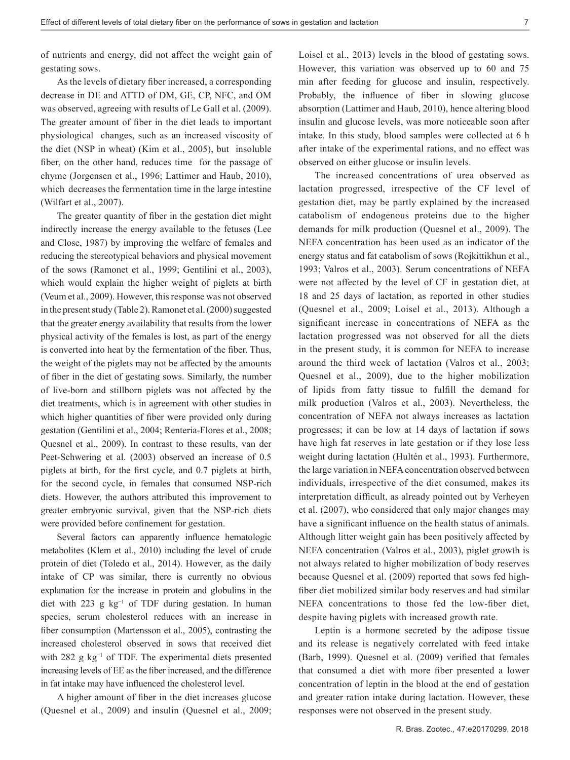of nutrients and energy, did not affect the weight gain of gestating sows.

As the levels of dietary fiber increased, a corresponding decrease in DE and ATTD of DM, GE, CP, NFC, and OM was observed, agreeing with results of Le Gall et al. (2009). The greater amount of fiber in the diet leads to important physiological changes, such as an increased viscosity of the diet (NSP in wheat) (Kim et al., 2005), but insoluble fiber, on the other hand, reduces time for the passage of chyme (Jorgensen et al., 1996; Lattimer and Haub, 2010), which decreases the fermentation time in the large intestine (Wilfart et al., 2007).

The greater quantity of fiber in the gestation diet might indirectly increase the energy available to the fetuses (Lee and Close, 1987) by improving the welfare of females and reducing the stereotypical behaviors and physical movement of the sows (Ramonet et al., 1999; Gentilini et al., 2003), which would explain the higher weight of piglets at birth (Veum et al., 2009). However, this response was not observed in the present study (Table 2). Ramonet et al. (2000) suggested that the greater energy availability that results from the lower physical activity of the females is lost, as part of the energy is converted into heat by the fermentation of the fiber. Thus, the weight of the piglets may not be affected by the amounts of fiber in the diet of gestating sows. Similarly, the number of live-born and stillborn piglets was not affected by the diet treatments, which is in agreement with other studies in which higher quantities of fiber were provided only during gestation (Gentilini et al., 2004; Renteria-Flores et al., 2008; Quesnel et al., 2009). In contrast to these results, van der Peet-Schwering et al. (2003) observed an increase of 0.5 piglets at birth, for the first cycle, and 0.7 piglets at birth, for the second cycle, in females that consumed NSP-rich diets. However, the authors attributed this improvement to greater embryonic survival, given that the NSP-rich diets were provided before confinement for gestation.

Several factors can apparently influence hematologic metabolites (Klem et al., 2010) including the level of crude protein of diet (Toledo et al., 2014). However, as the daily intake of CP was similar, there is currently no obvious explanation for the increase in protein and globulins in the diet with 223 g kg$^{-1}$ of TDF during gestation. In human species, serum cholesterol reduces with an increase in fiber consumption (Martensson et al., 2005), contrasting the increased cholesterol observed in sows that received diet with 282 g kg$^{-1}$ of TDF. The experimental diets presented increasing levels of EE as the fiber increased, and the difference in fat intake may have influenced the cholesterol level.

A higher amount of fiber in the diet increases glucose (Quesnel et al., 2009) and insulin (Quesnel et al., 2009; Loisel et al., 2013) levels in the blood of gestating sows. However, this variation was observed up to 60 and 75 min after feeding for glucose and insulin, respectively. Probably, the influence of fiber in slowing glucose absorption (Lattimer and Haub, 2010), hence altering blood insulin and glucose levels, was more noticeable soon after intake. In this study, blood samples were collected at 6 h after intake of the experimental rations, and no effect was observed on either glucose or insulin levels.

The increased concentrations of urea observed as lactation progressed, irrespective of the CF level of gestation diet, may be partly explained by the increased catabolism of endogenous proteins due to the higher demands for milk production (Quesnel et al., 2009). The NEFA concentration has been used as an indicator of the energy status and fat catabolism of sows (Rojkittikhun et al., 1993; Valros et al., 2003). Serum concentrations of NEFA were not affected by the level of CF in gestation diet, at 18 and 25 days of lactation, as reported in other studies (Quesnel et al., 2009; Loisel et al., 2013). Although a significant increase in concentrations of NEFA as the lactation progressed was not observed for all the diets in the present study, it is common for NEFA to increase around the third week of lactation (Valros et al., 2003; Quesnel et al., 2009), due to the higher mobilization of lipids from fatty tissue to fulfill the demand for milk production (Valros et al., 2003). Nevertheless, the concentration of NEFA not always increases as lactation progresses; it can be low at 14 days of lactation if sows have high fat reserves in late gestation or if they lose less weight during lactation (Hultén et al., 1993). Furthermore, the large variation in NEFA concentration observed between individuals, irrespective of the diet consumed, makes its interpretation difficult, as already pointed out by Verheyen et al. (2007), who considered that only major changes may have a significant influence on the health status of animals. Although litter weight gain has been positively affected by NEFA concentration (Valros et al., 2003), piglet growth is not always related to higher mobilization of body reserves because Quesnel et al. (2009) reported that sows fed high-fiber diet mobilized similar body reserves and had similar NEFA concentrations to those fed the low-fiber diet, despite having piglets with increased growth rate.

Leptin is a hormone secreted by the adipose tissue and its release is negatively correlated with feed intake (Barb, 1999). Quesnel et al. (2009) verified that females that consumed a diet with more fiber presented a lower concentration of leptin in the blood at the end of gestation and greater ration intake during lactation. However, these responses were not observed in the present study.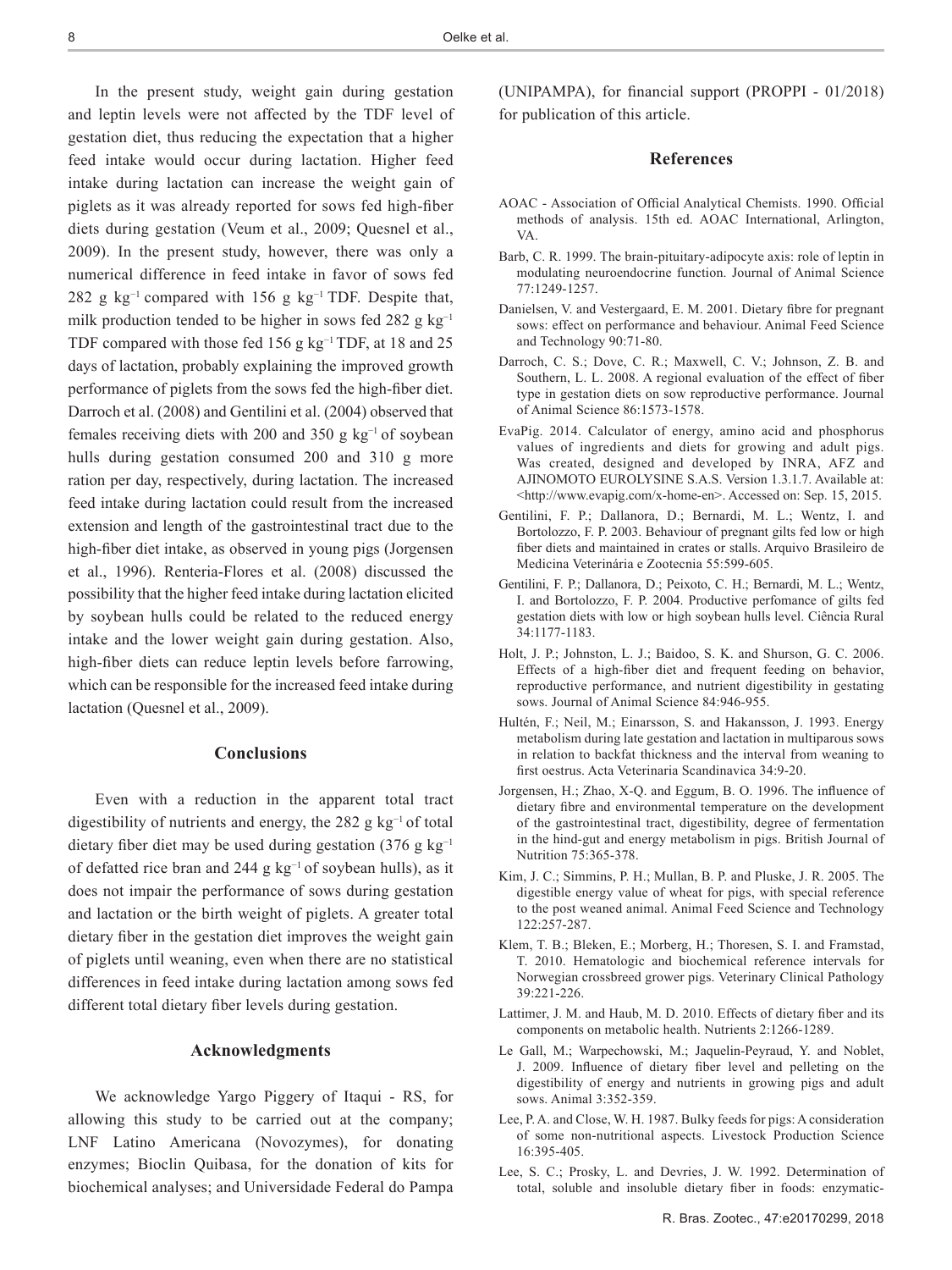In the present study, weight gain during gestation and leptin levels were not affected by the TDF level of gestation diet, thus reducing the expectation that a higher feed intake would occur during lactation. Higher feed intake during lactation can increase the weight gain of piglets as it was already reported for sows fed high-fiber diets during gestation (Veum et al., 2009; Quesnel et al., 2009). In the present study, however, there was only a numerical difference in feed intake in favor of sows fed 282 g $kg^{-1}$ compared with 156 g $kg^{-1}$ TDF. Despite that, milk production tended to be higher in sows fed 282 g $kg^{-1}$ TDF compared with those fed 156 g $kg^{-1}$ TDF, at 18 and 25 days of lactation, probably explaining the improved growth performance of piglets from the sows fed the high-fiber diet. Darroch et al. (2008) and Gentilini et al. (2004) observed that females receiving diets with 200 and 350 g $kg^{-1}$ of soybean hulls during gestation consumed 200 and 310 g more ration per day, respectively, during lactation. The increased feed intake during lactation could result from the increased extension and length of the gastrointestinal tract due to the high-fiber diet intake, as observed in young pigs (Jorgensen et al., 1996). Renteria-Flores et al. (2008) discussed the possibility that the higher feed intake during lactation elicited by soybean hulls could be related to the reduced energy intake and the lower weight gain during gestation. Also, high-fiber diets can reduce leptin levels before farrowing, which can be responsible for the increased feed intake during lactation (Quesnel et al., 2009).

## Conclusions

Even with a reduction in the apparent total tract digestibility of nutrients and energy, the 282 g $kg^{-1}$ of total dietary fiber diet may be used during gestation (376 g $kg^{-1}$ of defatted rice bran and 244 g $kg^{-1}$ of soybean hulls), as it does not impair the performance of sows during gestation and lactation or the birth weight of piglets. A greater total dietary fiber in the gestation diet improves the weight gain of piglets until weaning, even when there are no statistical differences in feed intake during lactation among sows fed different total dietary fiber levels during gestation.

## Acknowledgments

We acknowledge Yargo Piggery of Itaqui - RS, for allowing this study to be carried out at the company; LNF Latino Americana (Novozymes), for donating enzymes; Bioclin Quibasa, for the donation of kits for biochemical analyses; and Universidade Federal do Pampa (UNIPAMPA), for financial support (PROPPI - 01/2018) for publication of this article.

## References

AOAC - Association of Official Analytical Chemists. 1990. Official methods of analysis. 15th ed. AOAC International, Arlington, VA.

Barb, C. R. 1999. The brain-pituitary-adipocyte axis: role of leptin in modulating neuroendocrine function. Journal of Animal Science 77:1249-1257.

Danielsen, V. and Vestergaard, E. M. 2001. Dietary fibre for pregnant sows: effect on performance and behaviour. Animal Feed Science and Technology 90:71-80.

Darroch, C. S.; Dove, C. R.; Maxwell, C. V.; Johnson, Z. B. and Southern, L. L. 2008. A regional evaluation of the effect of fiber type in gestation diets on sow reproductive performance. Journal of Animal Science 86:1573-1578.

EvaPig. 2014. Calculator of energy, amino acid and phosphorus values of ingredients and diets for growing and adult pigs. Was created, designed and developed by INRA, AFZ and AJINOMOTO EUROLYSINE S.A.S. Version 1.3.1.7. Available at: <http://www.evapig.com/x-home-en>. Accessed on: Sep. 15, 2015.

Gentilini, F. P.; Dallanora, D.; Bernardi, M. L.; Wentz, I. and Bortolozzo, F. P. 2003. Behaviour of pregnant gilts fed low or high fiber diets and maintained in crates or stalls. Arquivo Brasileiro de Medicina Veterinária e Zootecnia 55:599-605.

Gentilini, F. P.; Dallanora, D.; Peixoto, C. H.; Bernardi, M. L.; Wentz, I. and Bortolozzo, F. P. 2004. Productive perfomance of gilts fed gestation diets with low or high soybean hulls level. Ciência Rural 34:1177-1183.

Holt, J. P.; Johnston, L. J.; Baidoo, S. K. and Shurson, G. C. 2006. Effects of a high-fiber diet and frequent feeding on behavior, reproductive performance, and nutrient digestibility in gestating sows. Journal of Animal Science 84:946-955.

Hultén, F.; Neil, M.; Einarsson, S. and Hakansson, J. 1993. Energy metabolism during late gestation and lactation in multiparous sows in relation to backfat thickness and the interval from weaning to first oestrus. Acta Veterinaria Scandinavica 34:9-20.

Jorgensen, H.; Zhao, X-Q. and Eggum, B. O. 1996. The influence of dietary fibre and environmental temperature on the development of the gastrointestinal tract, digestibility, degree of fermentation in the hind-gut and energy metabolism in pigs. British Journal of Nutrition 75:365-378.

Kim, J. C.; Simmins, P. H.; Mullan, B. P. and Pluske, J. R. 2005. The digestible energy value of wheat for pigs, with special reference to the post weaned animal. Animal Feed Science and Technology 122:257-287.

Klem, T. B.; Bleken, E.; Morberg, H.; Thoresen, S. I. and Framstad, T. 2010. Hematologic and biochemical reference intervals for Norwegian crossbreed grower pigs. Veterinary Clinical Pathology 39:221-226.

Lattimer, J. M. and Haub, M. D. 2010. Effects of dietary fiber and its components on metabolic health. Nutrients 2:1266-1289.

Le Gall, M.; Warpechowski, M.; Jaquelin-Peyraud, Y. and Noblet, J. 2009. Influence of dietary fiber level and pelleting on the digestibility of energy and nutrients in growing pigs and adult sows. Animal 3:352-359.

Lee, P. A. and Close, W. H. 1987. Bulky feeds for pigs: A consideration of some non-nutritional aspects. Livestock Production Science 16:395-405.

Lee, S. C.; Prosky, L. and Devries, J. W. 1992. Determination of total, soluble and insoluble dietary fiber in foods: enzymatic-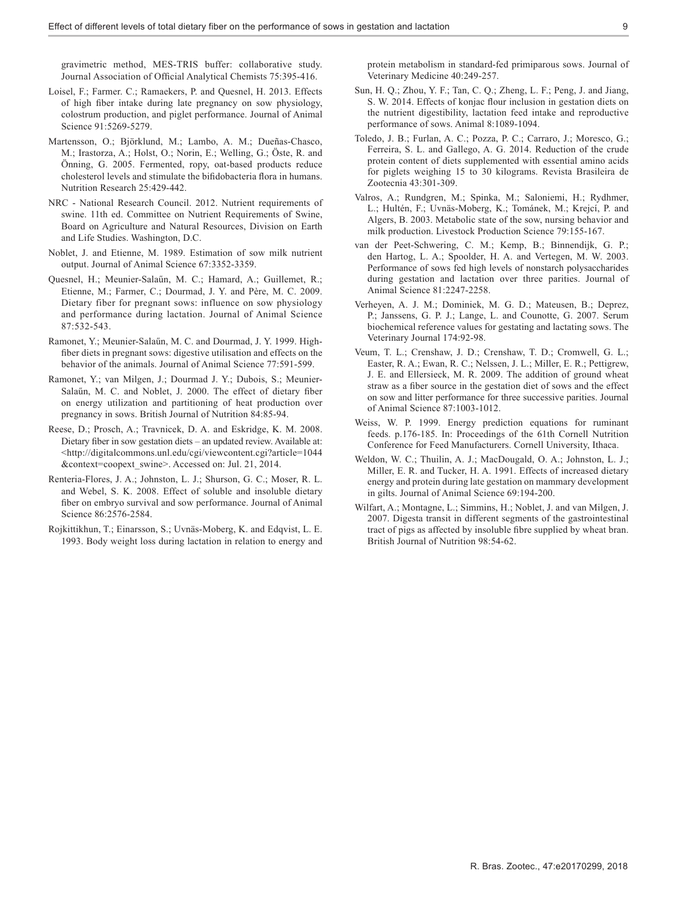gravimetric method, MES-TRIS buffer: collaborative study. Journal Association of Official Analytical Chemists 75:395-416.

Loisel, F.; Farmer. C.; Ramaekers, P. and Quesnel, H. 2013. Effects of high fiber intake during late pregnancy on sow physiology, colostrum production, and piglet performance. Journal of Animal Science 91:5269-5279.

Martensson, O.; Björklund, M.; Lambo, A. M.; Dueñas-Chasco, M.; Irastorza, A.; Holst, O.; Norin, E.; Welling, G.; Öste, R. and Önning, G. 2005. Fermented, ropy, oat-based products reduce cholesterol levels and stimulate the bifidobacteria flora in humans. Nutrition Research 25:429-442.

NRC - National Research Council. 2012. Nutrient requirements of swine. 11th ed. Committee on Nutrient Requirements of Swine, Board on Agriculture and Natural Resources, Division on Earth and Life Studies. Washington, D.C.

Noblet, J. and Etienne, M. 1989. Estimation of sow milk nutrient output. Journal of Animal Science 67:3352-3359.

Quesnel, H.; Meunier-Salaűn, M. C.; Hamard, A.; Guillemet, R.; Etienne, M.; Farmer, C.; Dourmad, J. Y. and Père, M. C. 2009. Dietary fiber for pregnant sows: influence on sow physiology and performance during lactation. Journal of Animal Science 87:532-543.

Ramonet, Y.; Meunier-Salaűn, M. C. and Dourmad, J. Y. 1999. High-fiber diets in pregnant sows: digestive utilisation and effects on the behavior of the animals. Journal of Animal Science 77:591-599.

Ramonet, Y.; van Milgen, J.; Dourmad J. Y.; Dubois, S.; Meunier-Salaűn, M. C. and Noblet, J. 2000. The effect of dietary fiber on energy utilization and partitioning of heat production over pregnancy in sows. British Journal of Nutrition 84:85-94.

Reese, D.; Prosch, A.; Travnicek, D. A. and Eskridge, K. M. 2008. Dietary fiber in sow gestation diets – an updated review. Available at: <http://digitalcommons.unl.edu/cgi/viewcontent.cgi?article=1044&context=coopext_swine>. Accessed on: Jul. 21, 2014.

Renteria-Flores, J. A.; Johnston, L. J.; Shurson, G. C.; Moser, R. L. and Webel, S. K. 2008. Effect of soluble and insoluble dietary fiber on embryo survival and sow performance. Journal of Animal Science 86:2576-2584.

Rojkittikhun, T.; Einarsson, S.; Uvnäs-Moberg, K. and Edqvist, L. E. 1993. Body weight loss during lactation in relation to energy and protein metabolism in standard-fed primiparous sows. Journal of Veterinary Medicine 40:249-257.

Sun, H. Q.; Zhou, Y. F.; Tan, C. Q.; Zheng, L. F.; Peng, J. and Jiang, S. W. 2014. Effects of konjac flour inclusion in gestation diets on the nutrient digestibility, lactation feed intake and reproductive performance of sows. Animal 8:1089-1094.

Toledo, J. B.; Furlan, A. C.; Pozza, P. C.; Carraro, J.; Moresco, G.; Ferreira, S. L. and Gallego, A. G. 2014. Reduction of the crude protein content of diets supplemented with essential amino acids for piglets weighing 15 to 30 kilograms. Revista Brasileira de Zootecnia 43:301-309.

Valros, A.; Rundgren, M.; Spinka, M.; Saloniemi, H.; Rydhmer, L.; Hultén, F.; Uvnäs-Moberg, K.; Tománek, M.; Krejcí, P. and Algers, B. 2003. Metabolic state of the sow, nursing behavior and milk production. Livestock Production Science 79:155-167.

van der Peet-Schwering, C. M.; Kemp, B.; Binnendijk, G. P.; den Hartog, L. A.; Spoolder, H. A. and Vertegen, M. W. 2003. Performance of sows fed high levels of nonstarch polysaccharides during gestation and lactation over three parities. Journal of Animal Science 81:2247-2258.

Verheyen, A. J. M.; Dominiek, M. G. D.; Mateusen, B.; Deprez, P.; Janssens, G. P. J.; Lange, L. and Counotte, G. 2007. Serum biochemical reference values for gestating and lactating sows. The Veterinary Journal 174:92-98.

Veum, T. L.; Crenshaw, J. D.; Crenshaw, T. D.; Cromwell, G. L.; Easter, R. A.; Ewan, R. C.; Nelssen, J. L.; Miller, E. R.; Pettigrew, J. E. and Ellersieck, M. R. 2009. The addition of ground wheat straw as a fiber source in the gestation diet of sows and the effect on sow and litter performance for three successive parities. Journal of Animal Science 87:1003-1012.

Weiss, W. P. 1999. Energy prediction equations for ruminant feeds. p.176-185. In: Proceedings of the 61th Cornell Nutrition Conference for Feed Manufacturers. Cornell University, Ithaca.

Weldon, W. C.; Thuilin, A. J.; MacDougald, O. A.; Johnston, L. J.; Miller, E. R. and Tucker, H. A. 1991. Effects of increased dietary energy and protein during late gestation on mammary development in gilts. Journal of Animal Science 69:194-200.

Wilfart, A.; Montagne, L.; Simmins, H.; Noblet, J. and van Milgen, J. 2007. Digesta transit in different segments of the gastrointestinal tract of pigs as affected by insoluble fibre supplied by wheat bran. British Journal of Nutrition 98:54-62.